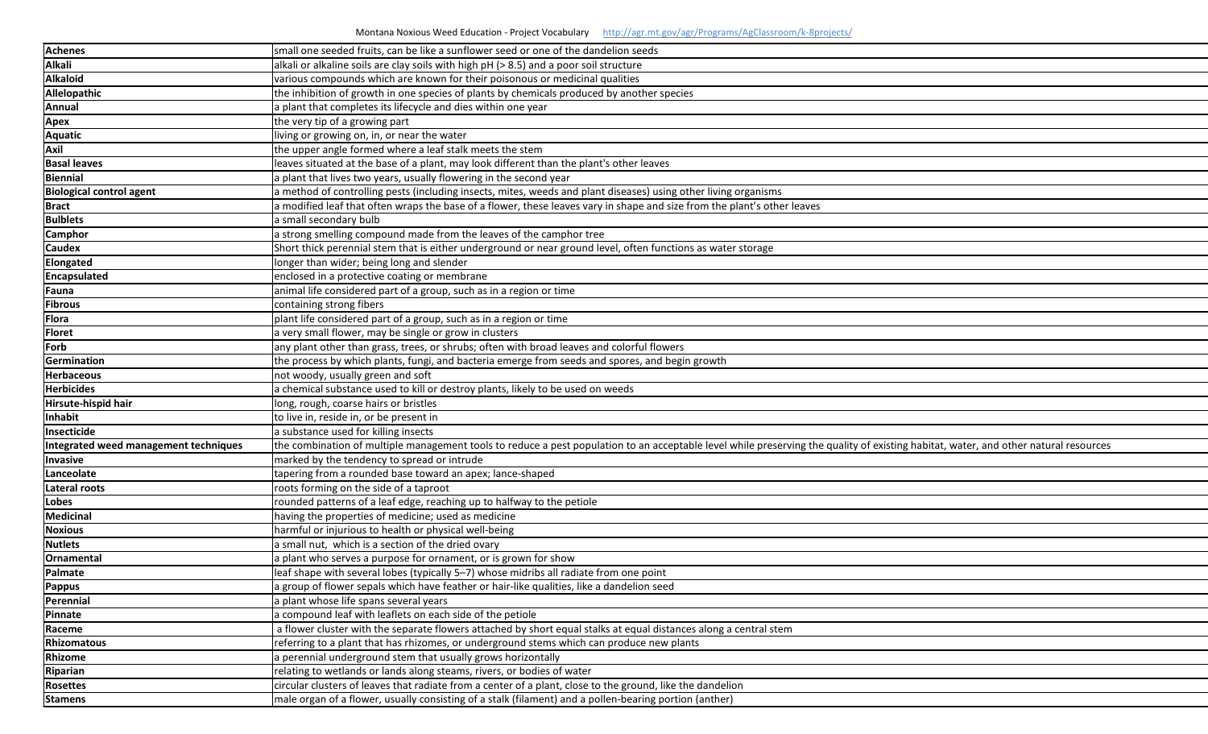Montana Noxious Weed Education - Project Vocabulary http://agr.mt.gov/agr/Programs/AgClassroom/k-8projects/

| **Achenes** | small one seeded fruits, can be like a sunflower seed or one of the dandelion seeds |
|---|---|
| **Alkali** | alkali or alkaline soils are clay soils with high pH (> 8.5) and a poor soil structure |
| **Alkaloid** | various compounds which are known for their poisonous or medicinal qualities |
| **Allelopathic** | the inhibition of growth in one species of plants by chemicals produced by another species |
| **Annual** | a plant that completes its lifecycle and dies within one year |
| **Apex** | the very tip of a growing part |
| **Aquatic** | living or growing on, in, or near the water |
| **Axil** | the upper angle formed where a leaf stalk meets the stem |
| **Basal leaves** | leaves situated at the base of a plant, may look different than the plant's other leaves |
| **Biennial** | a plant that lives two years, usually flowering in the second year |
| **Biological control agent** | a method of controlling pests (including insects, mites, weeds and plant diseases) using other living organisms |
| **Bract** | a modified leaf that often wraps the base of a flower, these leaves vary in shape and size from the plant's other leaves |
| **Bulblets** | a small secondary bulb |
| **Camphor** | a strong smelling compound made from the leaves of the camphor tree |
| **Caudex** | Short thick perennial stem that is either underground or near ground level, often functions as water storage |
| **Elongated** | longer than wider; being long and slender |
| **Encapsulated** | enclosed in a protective coating or membrane |
| **Fauna** | animal life considered part of a group, such as in a region or time |
| **Fibrous** | containing strong fibers |
| **Flora** | plant life considered part of a group, such as in a region or time |
| **Floret** | a very small flower, may be single or grow in clusters |
| **Forb** | any plant other than grass, trees, or shrubs; often with broad leaves and colorful flowers |
| **Germination** | the process by which plants, fungi, and bacteria emerge from seeds and spores, and begin growth |
| **Herbaceous** | not woody, usually green and soft |
| **Herbicides** | a chemical substance used to kill or destroy plants, likely to be used on weeds |
| **Hirsute-hispid hair** | long, rough, coarse hairs or bristles |
| **Inhabit** | to live in, reside in, or be present in |
| **Insecticide** | a substance used for killing insects |
| **Integrated weed management techniques** | the combination of multiple management tools to reduce a pest population to an acceptable level while preserving the quality of existing habitat, water, and other natural resources |
| **Invasive** | marked by the tendency to spread or intrude |
| **Lanceolate** | tapering from a rounded base toward an apex; lance-shaped |
| **Lateral roots** | roots forming on the side of a taproot |
| **Lobes** | rounded patterns of a leaf edge, reaching up to halfway to the petiole |
| **Medicinal** | having the properties of medicine; used as medicine |
| **Noxious** | harmful or injurious to health or physical well-being |
| **Nutlets** | a small nut, which is a section of the dried ovary |
| **Ornamental** | a plant who serves a purpose for ornament, or is grown for show |
| **Palmate** | leaf shape with several lobes (typically 5–7) whose midribs all radiate from one point |
| **Pappus** | a group of flower sepals which have feather or hair-like qualities, like a dandelion seed |
| **Perennial** | a plant whose life spans several years |
| **Pinnate** | a compound leaf with leaflets on each side of the petiole |
| **Raceme** | a flower cluster with the separate flowers attached by short equal stalks at equal distances along a central stem |
| **Rhizomatous** | referring to a plant that has rhizomes, or underground stems which can produce new plants |
| **Rhizome** | a perennial underground stem that usually grows horizontally |
| **Riparian** | relating to wetlands or lands along steams, rivers, or bodies of water |
| **Rosettes** | circular clusters of leaves that radiate from a center of a plant, close to the ground, like the dandelion |
| **Stamens** | male organ of a flower, usually consisting of a stalk (filament) and a pollen-bearing portion (anther) |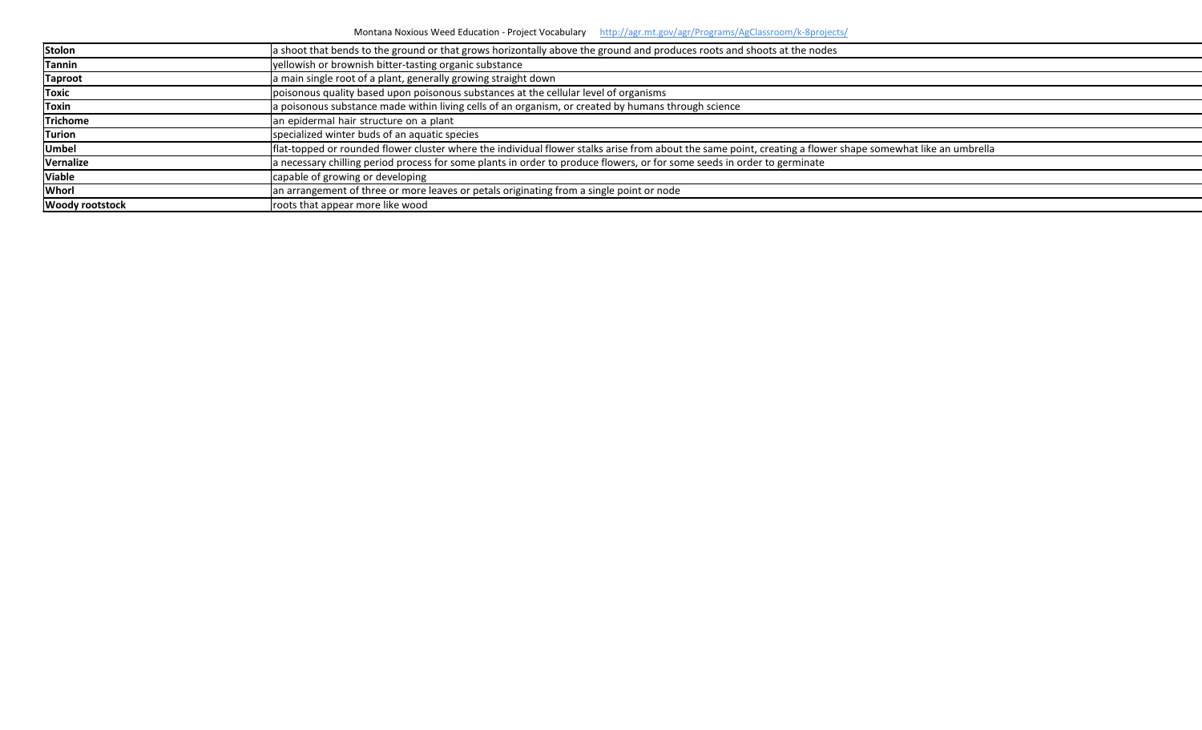| | |
|---|---|
| **Stolon** | a shoot that bends to the ground or that grows horizontally above the ground and produces roots and shoots at the nodes |
| **Tannin** | yellowish or brownish bitter-tasting organic substance |
| **Taproot** | a main single root of a plant, generally growing straight down |
| **Toxic** | poisonous quality based upon poisonous substances at the cellular level of organisms |
| **Toxin** | a poisonous substance made within living cells of an organism, or created by humans through science |
| **Trichome** | an epidermal hair structure on a plant |
| **Turion** | specialized winter buds of an aquatic species |
| **Umbel** | flat-topped or rounded flower cluster where the individual flower stalks arise from about the same point, creating a flower shape somewhat like an umbrella |
| **Vernalize** | a necessary chilling period process for some plants in order to produce flowers, or for some seeds in order to germinate |
| **Viable** | capable of growing or developing |
| **Whorl** | an arrangement of three or more leaves or petals originating from a single point or node |
| **Woody rootstock** | roots that appear more like wood |